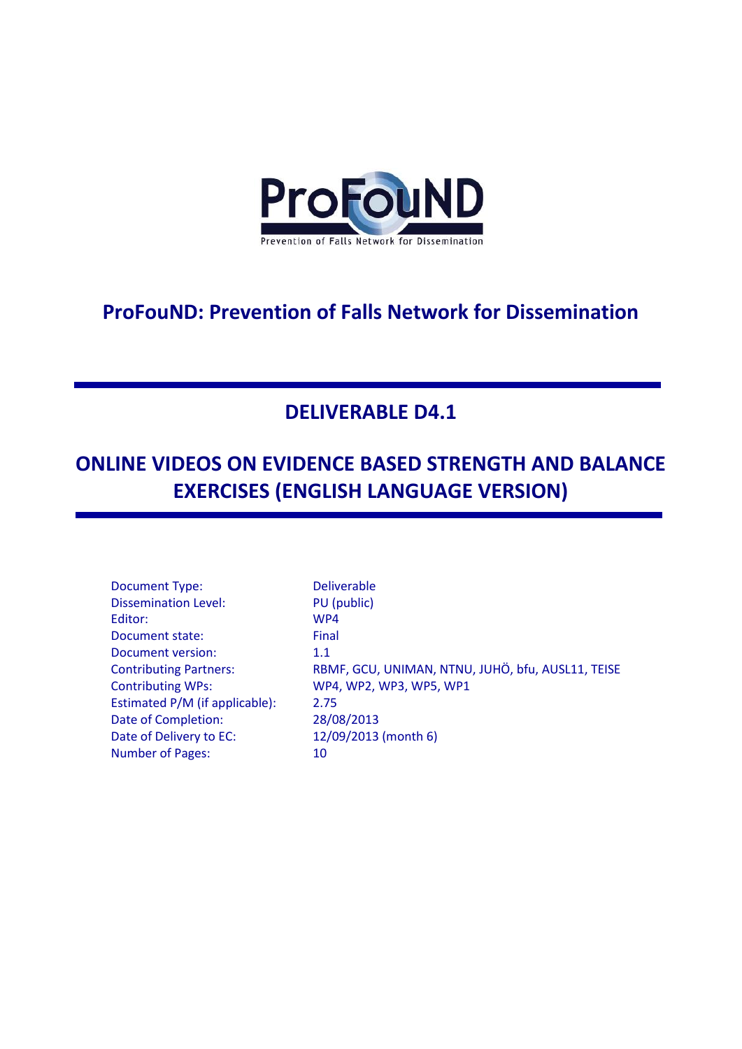ProFouND

Prevention of Falls Network for Dissemination

# ProFouND: Prevention of Falls Network for Dissemination

## DELIVERABLE D4.1

## ONLINE VIDEOS ON EVIDENCE BASED STRENGTH AND BALANCE EXERCISES (ENGLISH LANGUAGE VERSION)

| | |
|---|---|
| Document Type: | Deliverable |
| Dissemination Level: | PU (public) |
| Editor: | WP4 |
| Document state: | Final |
| Document version: | 1.1 |
| Contributing Partners: | RBMF, GCU, UNIMAN, NTNU, JUHÖ, bfu, AUSL11, TEISE |
| Contributing WPs: | WP4, WP2, WP3, WP5, WP1 |
| Estimated P/M (if applicable): | 2.75 |
| Date of Completion: | 28/08/2013 |
| Date of Delivery to EC: | 12/09/2013 (month 6) |
| Number of Pages: | 10 |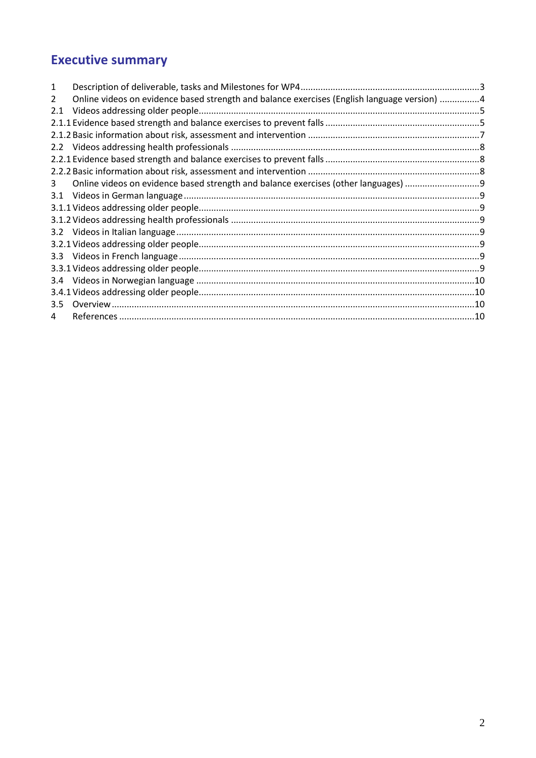# Executive summary

1 Description of deliverable, tasks and Milestones for WP4 ....................................................................3
2 Online videos on evidence based strength and balance exercises (English language version) ...............4
2.1 Videos addressing older people.................................................................................................................5
2.1.1 Evidence based strength and balance exercises to prevent falls ............................................................5
2.1.2 Basic information about risk, assessment and intervention ....................................................................7
2.2 Videos addressing health professionals ....................................................................................................8
2.2.1 Evidence based strength and balance exercises to prevent falls ............................................................8
2.2.2 Basic information about risk, assessment and intervention ....................................................................8
3 Online videos on evidence based strength and balance exercises (other languages) ..............................9
3.1 Videos in German language .......................................................................................................................9
3.1.1 Videos addressing older people.................................................................................................................9
3.1.2 Videos addressing health professionals ....................................................................................................9
3.2 Videos in Italian language ..........................................................................................................................9
3.2.1 Videos addressing older people.................................................................................................................9
3.3 Videos in French language .........................................................................................................................9
3.3.1 Videos addressing older people.................................................................................................................9
3.4 Videos in Norwegian language .................................................................................................................10
3.4.1 Videos addressing older people...............................................................................................................10
3.5 Overview ..................................................................................................................................................10
4 References ...............................................................................................................................................10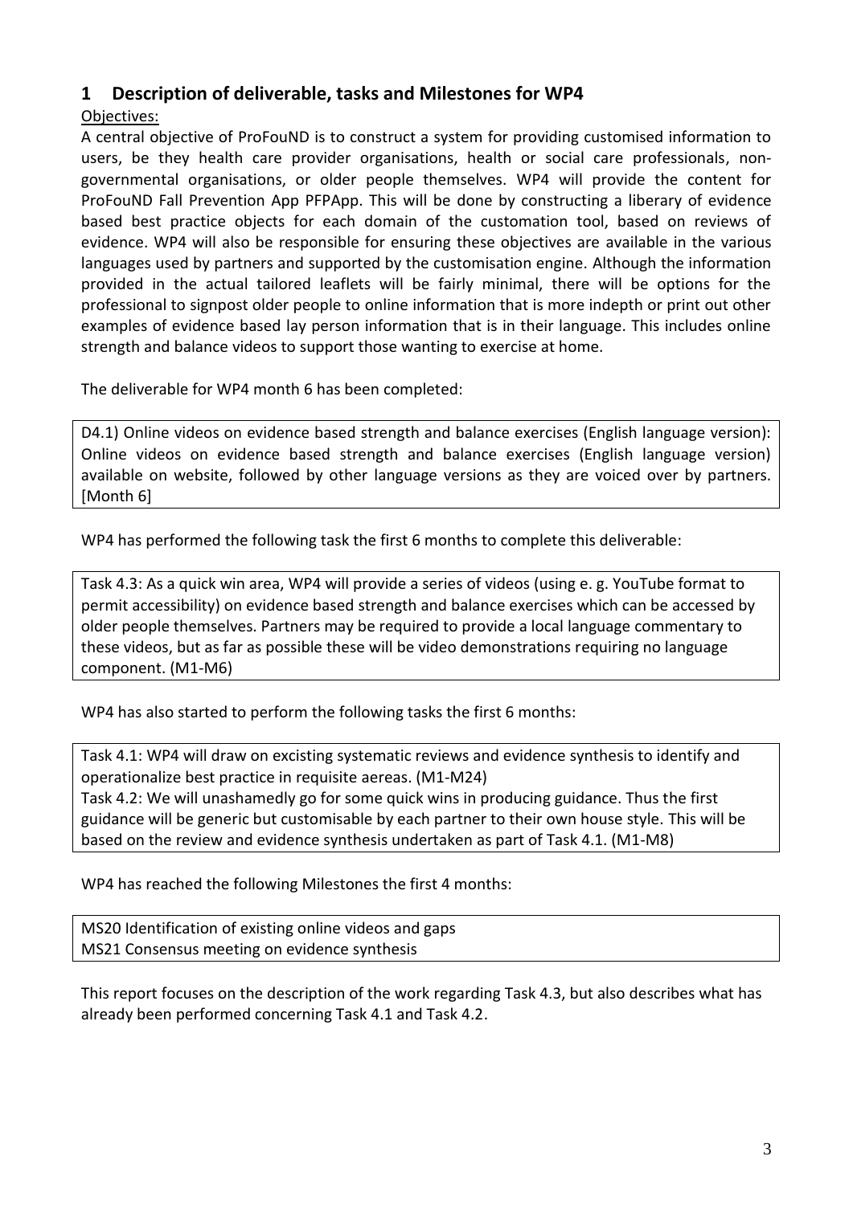## 1 Description of deliverable, tasks and Milestones for WP4

Objectives:

A central objective of ProFouND is to construct a system for providing customised information to users, be they health care provider organisations, health or social care professionals, non-governmental organisations, or older people themselves. WP4 will provide the content for ProFouND Fall Prevention App PFPApp. This will be done by constructing a liberary of evidence based best practice objects for each domain of the customation tool, based on reviews of evidence. WP4 will also be responsible for ensuring these objectives are available in the various languages used by partners and supported by the customisation engine. Although the information provided in the actual tailored leaflets will be fairly minimal, there will be options for the professional to signpost older people to online information that is more indepth or print out other examples of evidence based lay person information that is in their language. This includes online strength and balance videos to support those wanting to exercise at home.

The deliverable for WP4 month 6 has been completed:

| D4.1) Online videos on evidence based strength and balance exercises (English language version): Online videos on evidence based strength and balance exercises (English language version) available on website, followed by other language versions as they are voiced over by partners. [Month 6] |
|---|

WP4 has performed the following task the first 6 months to complete this deliverable:

| Task 4.3: As a quick win area, WP4 will provide a series of videos (using e. g. YouTube format to permit accessibility) on evidence based strength and balance exercises which can be accessed by older people themselves. Partners may be required to provide a local language commentary to these videos, but as far as possible these will be video demonstrations requiring no language component. (M1-M6) |
|---|

WP4 has also started to perform the following tasks the first 6 months:

| Task 4.1: WP4 will draw on excisting systematic reviews and evidence synthesis to identify and operationalize best practice in requisite aereas. (M1-M24)<br>Task 4.2: We will unashamedly go for some quick wins in producing guidance. Thus the first guidance will be generic but customisable by each partner to their own house style. This will be based on the review and evidence synthesis undertaken as part of Task 4.1. (M1-M8) |
|---|

WP4 has reached the following Milestones the first 4 months:

| MS20 Identification of existing online videos and gaps<br>MS21 Consensus meeting on evidence synthesis |
|---|

This report focuses on the description of the work regarding Task 4.3, but also describes what has already been performed concerning Task 4.1 and Task 4.2.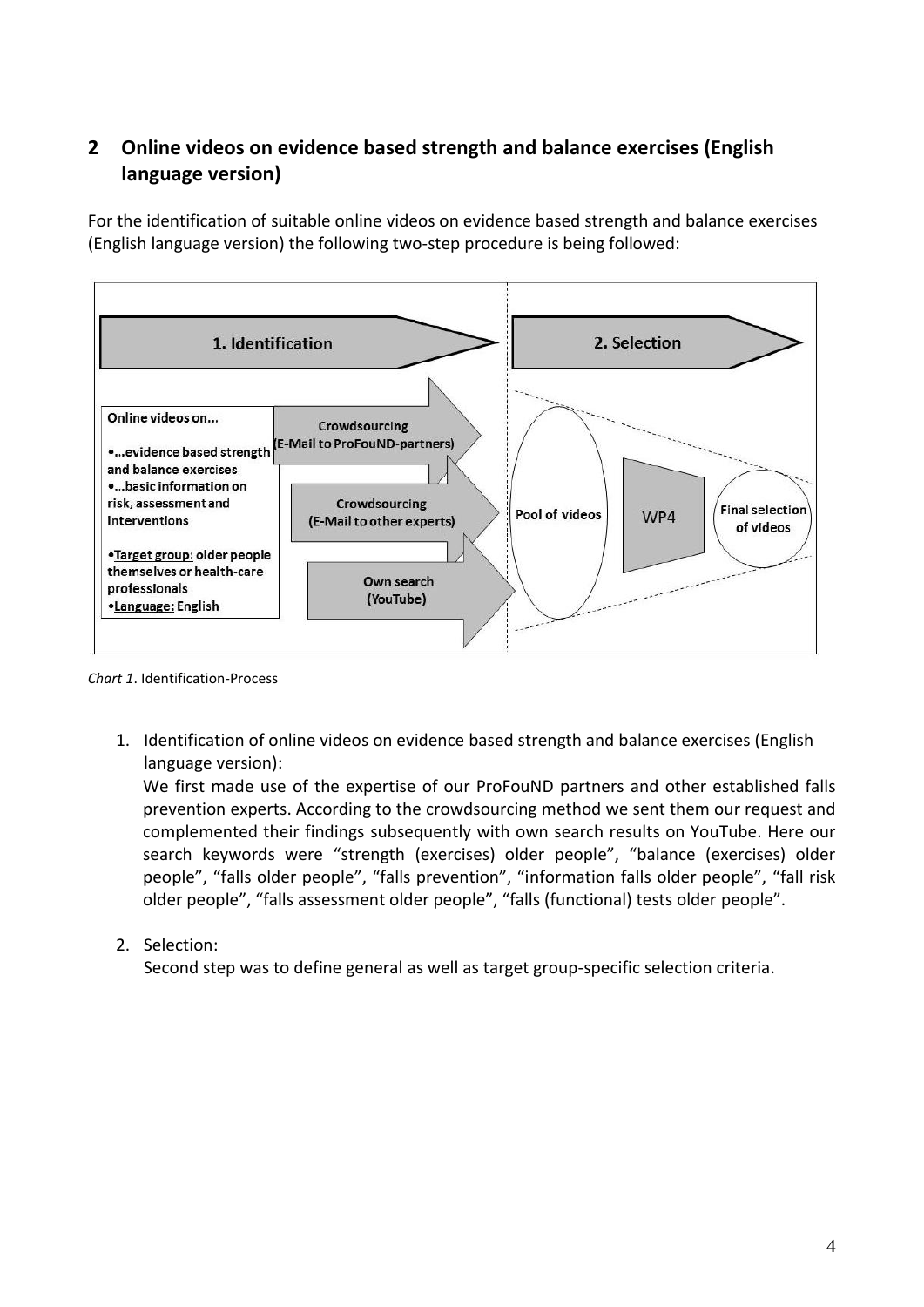## 2 Online videos on evidence based strength and balance exercises (English language version)

For the identification of suitable online videos on evidence based strength and balance exercises (English language version) the following two-step procedure is being followed:

*Chart 1*. Identification-Process

1. Identification of online videos on evidence based strength and balance exercises (English language version):
   We first made use of the expertise of our ProFouND partners and other established falls prevention experts. According to the crowdsourcing method we sent them our request and complemented their findings subsequently with own search results on YouTube. Here our search keywords were "strength (exercises) older people", "balance (exercises) older people", "falls older people", "falls prevention", "information falls older people", "fall risk older people", "falls assessment older people", "falls (functional) tests older people".

2. Selection:
   Second step was to define general as well as target group-specific selection criteria.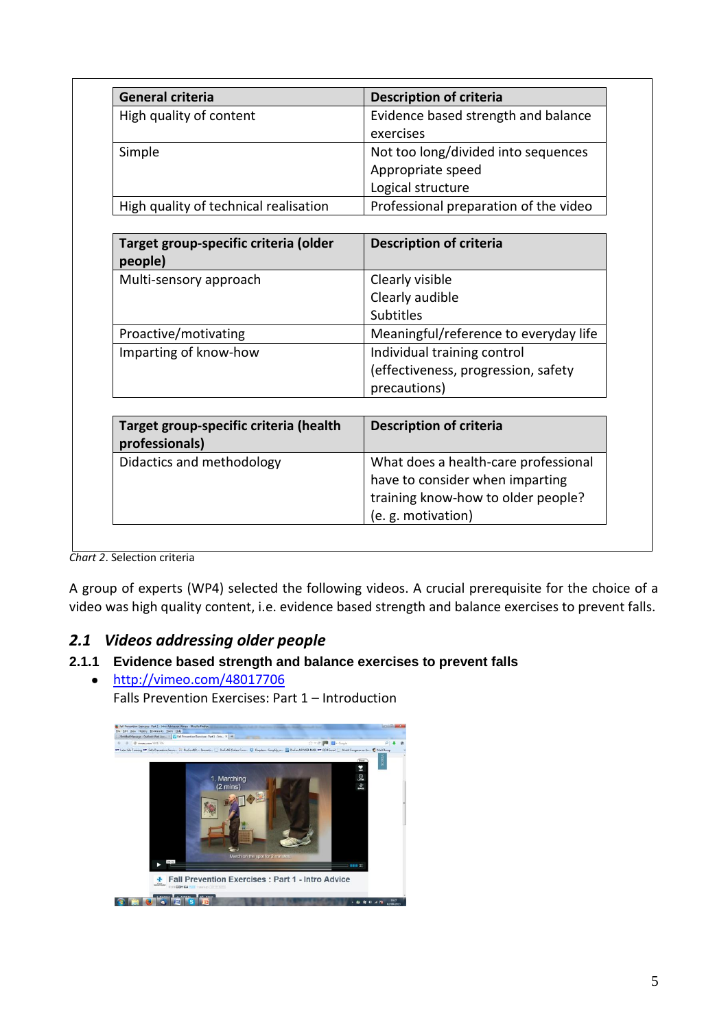| General criteria | Description of criteria |
|---|---|
| High quality of content | Evidence based strength and balance exercises |
| Simple | Not too long/divided into sequences<br>Appropriate speed<br>Logical structure |
| High quality of technical realisation | Professional preparation of the video |

| Target group-specific criteria (older people) | Description of criteria |
|---|---|
| Multi-sensory approach | Clearly visible<br>Clearly audible<br>Subtitles |
| Proactive/motivating | Meaningful/reference to everyday life |
| Imparting of know-how | Individual training control (effectiveness, progression, safety precautions) |

| Target group-specific criteria (health professionals) | Description of criteria |
|---|---|
| Didactics and methodology | What does a health-care professional have to consider when imparting training know-how to older people? (e. g. motivation) |

*Chart 2*. Selection criteria

A group of experts (WP4) selected the following videos. A crucial prerequisite for the choice of a video was high quality content, i.e. evidence based strength and balance exercises to prevent falls.

## *2.1 Videos addressing older people*

### 2.1.1 Evidence based strength and balance exercises to prevent falls

- http://vimeo.com/48017706
  Falls Prevention Exercises: Part 1 – Introduction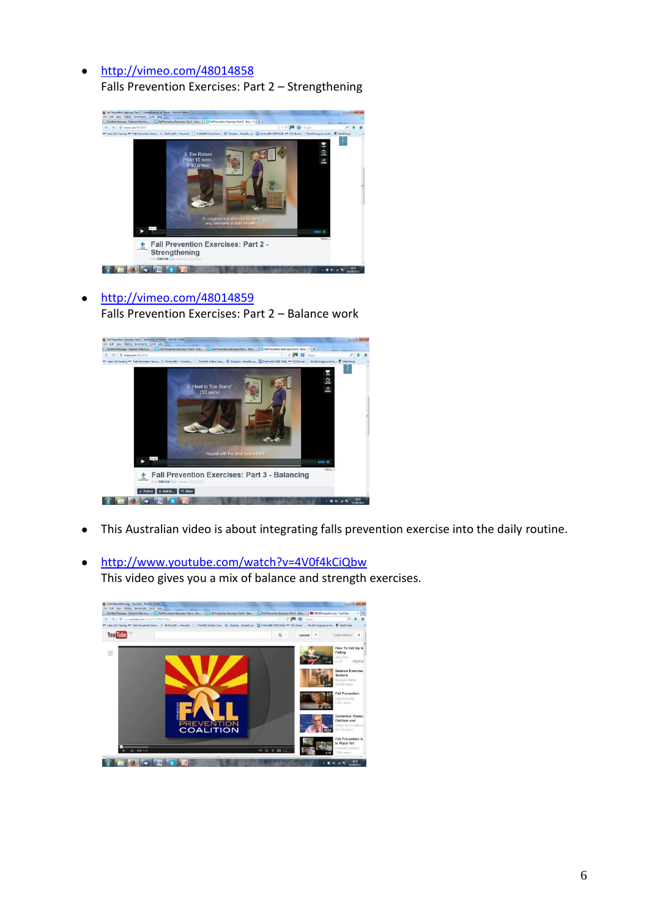- http://vimeo.com/48014858
  Falls Prevention Exercises: Part 2 – Strengthening

- http://vimeo.com/48014859
  Falls Prevention Exercises: Part 2 – Balance work

- This Australian video is about integrating falls prevention exercise into the daily routine.

- http://www.youtube.com/watch?v=4V0f4kCiQbw
  This video gives you a mix of balance and strength exercises.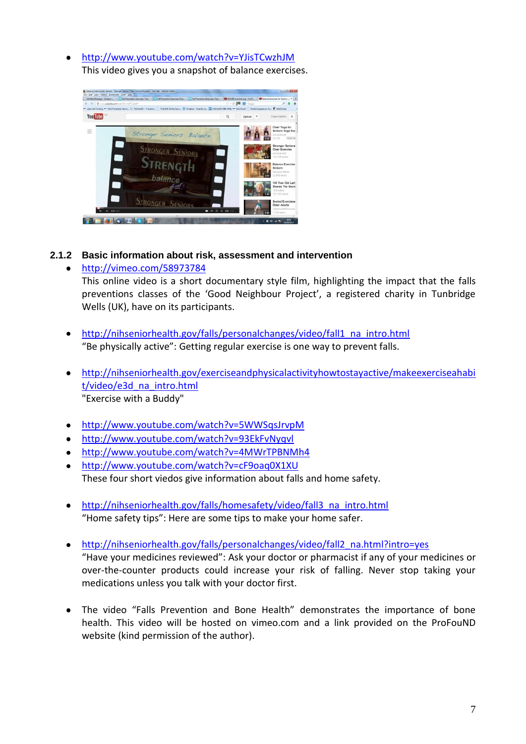- http://www.youtube.com/watch?v=YJisTCwzhJM
  This video gives you a snapshot of balance exercises.

### 2.1.2 Basic information about risk, assessment and intervention

- http://vimeo.com/58973784
  This online video is a short documentary style film, highlighting the impact that the falls preventions classes of the 'Good Neighbour Project', a registered charity in Tunbridge Wells (UK), have on its participants.

- http://nihseniorhealth.gov/falls/personalchanges/video/fall1_na_intro.html
  "Be physically active": Getting regular exercise is one way to prevent falls.

- http://nihseniorhealth.gov/exerciseandphysicalactivityhowtostayactive/makeexerciseahabit/video/e3d_na_intro.html
  "Exercise with a Buddy"

- http://www.youtube.com/watch?v=5WWSqsJrvpM
- http://www.youtube.com/watch?v=93EkFvNyqvl
- http://www.youtube.com/watch?v=4MWrTPBNMh4
- http://www.youtube.com/watch?v=cF9oaq0X1XU
  These four short viedos give information about falls and home safety.

- http://nihseniorhealth.gov/falls/homesafety/video/fall3_na_intro.html
  "Home safety tips": Here are some tips to make your home safer.

- http://nihseniorhealth.gov/falls/personalchanges/video/fall2_na.html?intro=yes
  "Have your medicines reviewed": Ask your doctor or pharmacist if any of your medicines or over-the-counter products could increase your risk of falling. Never stop taking your medications unless you talk with your doctor first.

- The video "Falls Prevention and Bone Health" demonstrates the importance of bone health. This video will be hosted on vimeo.com and a link provided on the ProFouND website (kind permission of the author).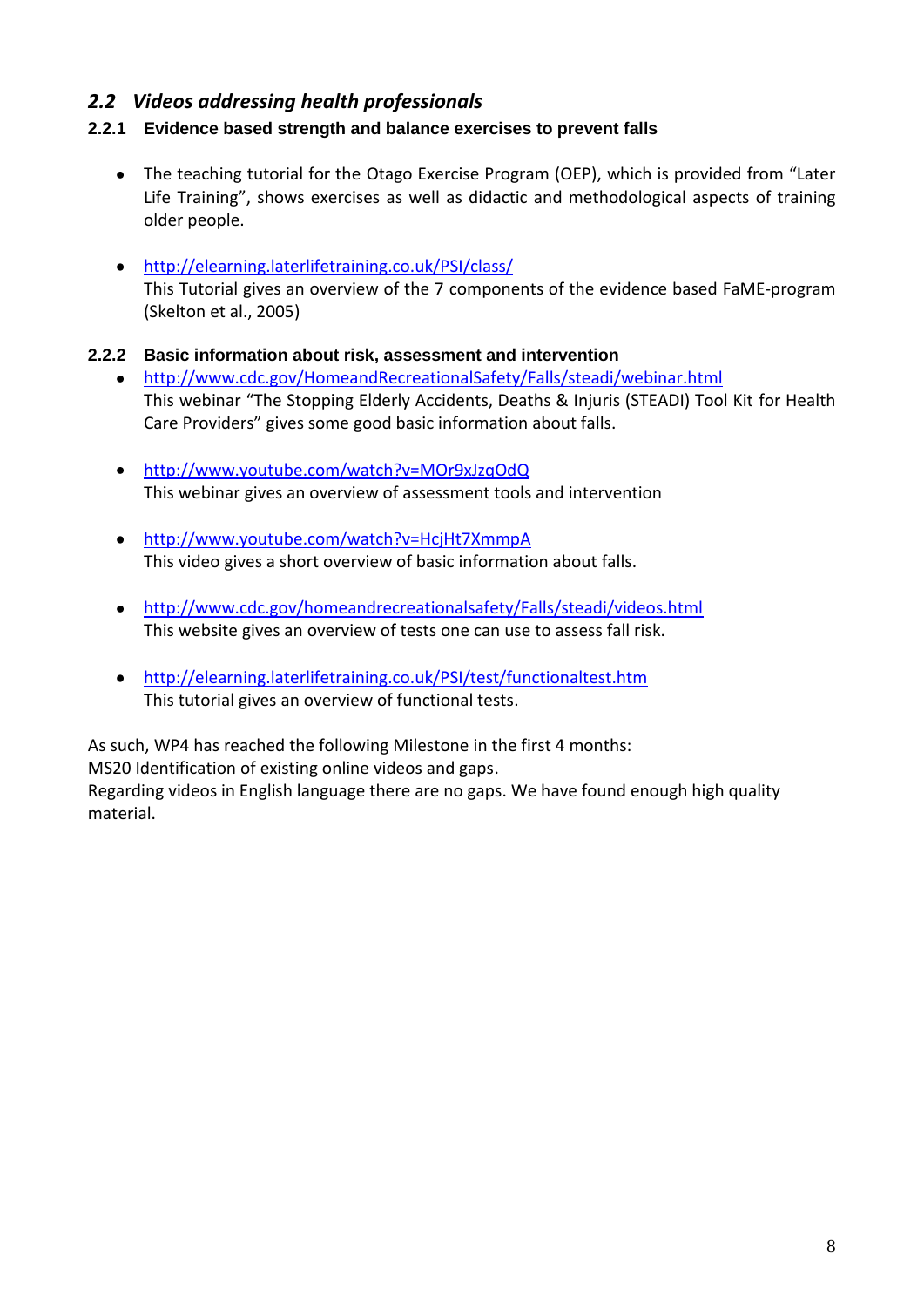## *2.2 Videos addressing health professionals*

### 2.2.1 Evidence based strength and balance exercises to prevent falls

- The teaching tutorial for the Otago Exercise Program (OEP), which is provided from "Later Life Training", shows exercises as well as didactic and methodological aspects of training older people.

- http://elearning.laterlifetraining.co.uk/PSI/class/
  This Tutorial gives an overview of the 7 components of the evidence based FaME-program (Skelton et al., 2005)

### 2.2.2 Basic information about risk, assessment and intervention

- http://www.cdc.gov/HomeandRecreationalSafety/Falls/steadi/webinar.html
  This webinar "The Stopping Elderly Accidents, Deaths & Injuris (STEADI) Tool Kit for Health Care Providers" gives some good basic information about falls.

- http://www.youtube.com/watch?v=MOr9xJzqOdQ
  This webinar gives an overview of assessment tools and intervention

- http://www.youtube.com/watch?v=HcjHt7XmmpA
  This video gives a short overview of basic information about falls.

- http://www.cdc.gov/homeandrecreationalsafety/Falls/steadi/videos.html
  This website gives an overview of tests one can use to assess fall risk.

- http://elearning.laterlifetraining.co.uk/PSI/test/functionaltest.htm
  This tutorial gives an overview of functional tests.

As such, WP4 has reached the following Milestone in the first 4 months:
MS20 Identification of existing online videos and gaps.
Regarding videos in English language there are no gaps. We have found enough high quality material.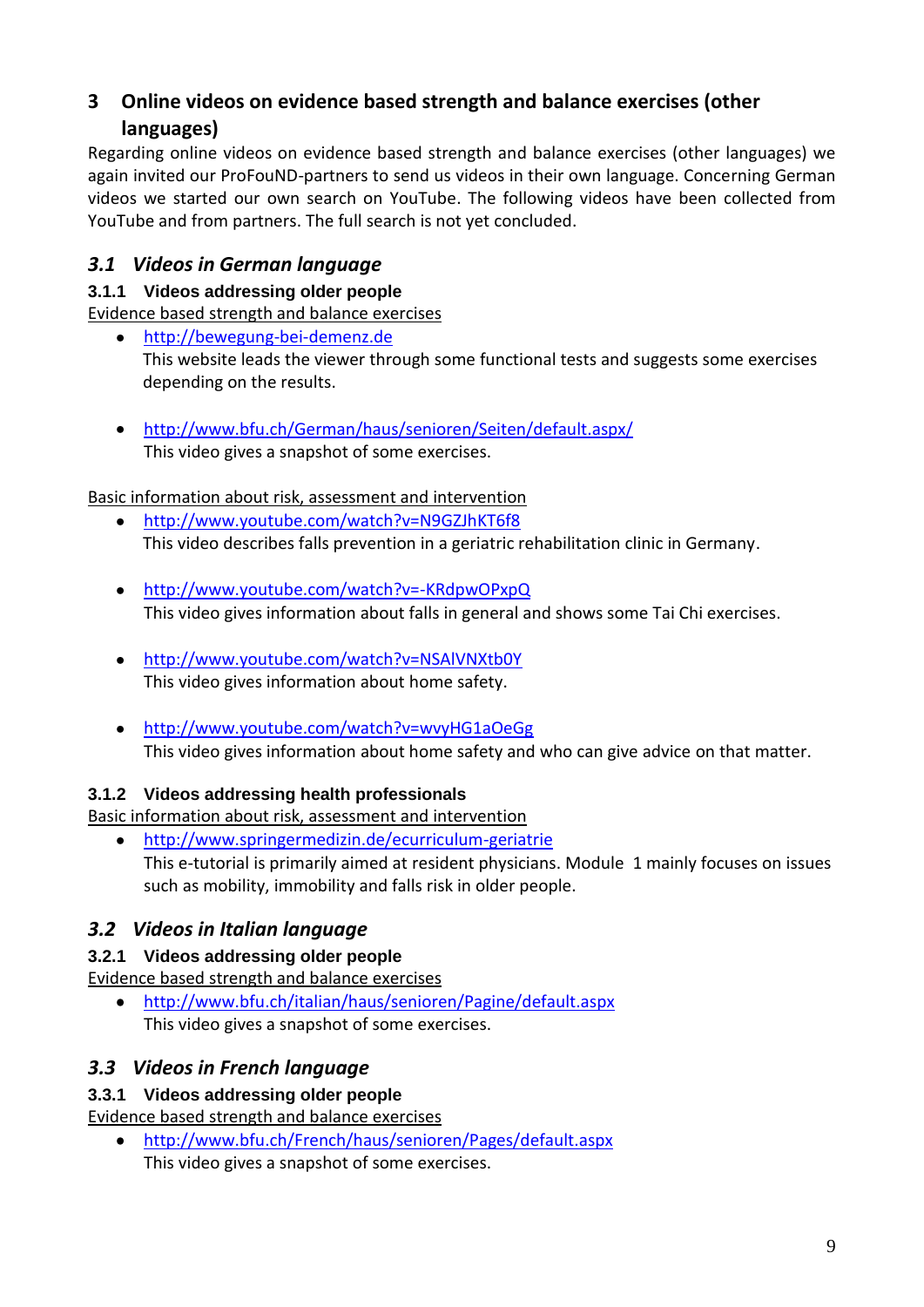# 3 Online videos on evidence based strength and balance exercises (other languages)

Regarding online videos on evidence based strength and balance exercises (other languages) we again invited our ProFouND-partners to send us videos in their own language. Concerning German videos we started our own search on YouTube. The following videos have been collected from YouTube and from partners. The full search is not yet concluded.

## *3.1 Videos in German language*

### 3.1.1 Videos addressing older people

Evidence based strength and balance exercises

- http://bewegung-bei-demenz.de
  This website leads the viewer through some functional tests and suggests some exercises depending on the results.

- http://www.bfu.ch/German/haus/senioren/Seiten/default.aspx/
  This video gives a snapshot of some exercises.

Basic information about risk, assessment and intervention

- http://www.youtube.com/watch?v=N9GZJhKT6f8
  This video describes falls prevention in a geriatric rehabilitation clinic in Germany.

- http://www.youtube.com/watch?v=-KRdpwOPxpQ
  This video gives information about falls in general and shows some Tai Chi exercises.

- http://www.youtube.com/watch?v=NSAlVNXtb0Y
  This video gives information about home safety.

- http://www.youtube.com/watch?v=wvyHG1aOeGg
  This video gives information about home safety and who can give advice on that matter.

### 3.1.2 Videos addressing health professionals

Basic information about risk, assessment and intervention

- http://www.springermedizin.de/ecurriculum-geriatrie
  This e-tutorial is primarily aimed at resident physicians. Module 1 mainly focuses on issues such as mobility, immobility and falls risk in older people.

## *3.2 Videos in Italian language*

### 3.2.1 Videos addressing older people

Evidence based strength and balance exercises

- http://www.bfu.ch/italian/haus/senioren/Pagine/default.aspx
  This video gives a snapshot of some exercises.

## *3.3 Videos in French language*

### 3.3.1 Videos addressing older people

Evidence based strength and balance exercises

- http://www.bfu.ch/French/haus/senioren/Pages/default.aspx
  This video gives a snapshot of some exercises.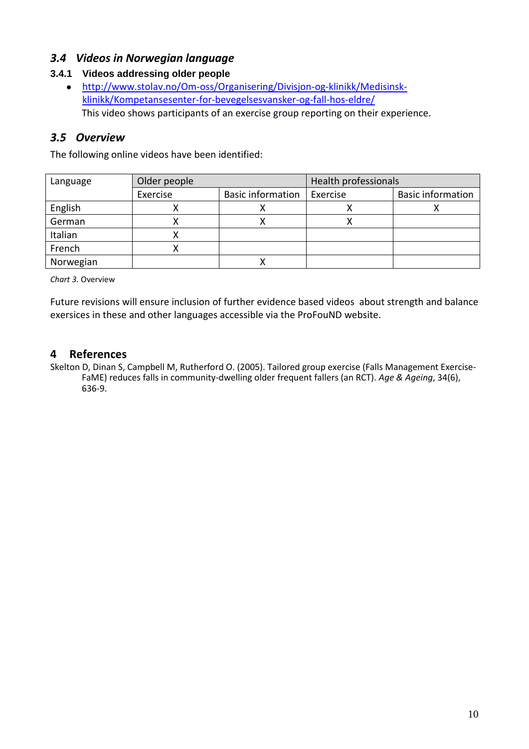### *3.4 Videos in Norwegian language*

#### 3.4.1 Videos addressing older people

- http://www.stolav.no/Om-oss/Organisering/Divisjon-og-klinikk/Medisinsk-klinikk/Kompetansesenter-for-bevegelsesvansker-og-fall-hos-eldre/
  This video shows participants of an exercise group reporting on their experience.

### *3.5 Overview*

The following online videos have been identified:

| Language | Older people | | Health professionals | |
|---|---|---|---|---|
| | Exercise | Basic information | Exercise | Basic information |
| English | X | X | X | X |
| German | X | X | X | |
| Italian | X | | | |
| French | X | | | |
| Norwegian | | X | | |

*Chart 3.* Overview

Future revisions will ensure inclusion of further evidence based videos about strength and balance exercises in these and other languages accessible via the ProFouND website.

## 4 References

Skelton D, Dinan S, Campbell M, Rutherford O. (2005). Tailored group exercise (Falls Management Exercise-FaME) reduces falls in community-dwelling older frequent fallers (an RCT). *Age & Ageing*, 34(6), 636-9.